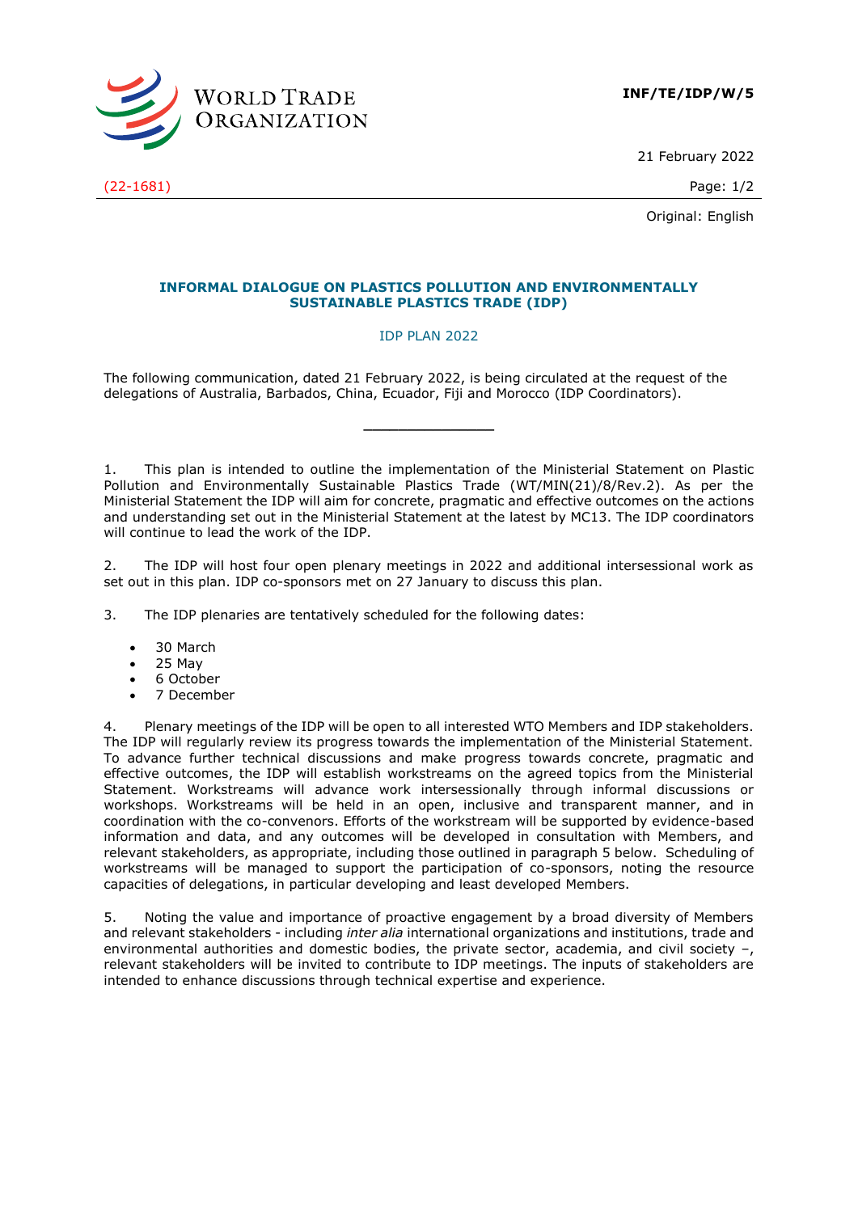**INF/TE/IDP/W/5**

21 February 2022

(22-1681)

Original: English

**INFORMAL DIALOGUE ON PLASTICS POLLUTION AND ENVIRONMENTALLY SUSTAINABLE PLASTICS TRADE (IDP)**

IDP PLAN 2022

The following communication, dated 21 February 2022, is being circulated at the request of the delegations of Australia, Barbados, China, Ecuador, Fiji and Morocco (IDP Coordinators).

_______________

1. This plan is intended to outline the implementation of the Ministerial Statement on Plastic Pollution and Environmentally Sustainable Plastics Trade (WT/MIN(21)/8/Rev.2). As per the Ministerial Statement the IDP will aim for concrete, pragmatic and effective outcomes on the actions and understanding set out in the Ministerial Statement at the latest by MC13. The IDP coordinators will continue to lead the work of the IDP.

2. The IDP will host four open plenary meetings in 2022 and additional intersessional work as set out in this plan. IDP co-sponsors met on 27 January to discuss this plan.

3. The IDP plenaries are tentatively scheduled for the following dates:

- 30 March
- 25 May
- 6 October
- 7 December

4. Plenary meetings of the IDP will be open to all interested WTO Members and IDP stakeholders. The IDP will regularly review its progress towards the implementation of the Ministerial Statement. To advance further technical discussions and make progress towards concrete, pragmatic and effective outcomes, the IDP will establish workstreams on the agreed topics from the Ministerial Statement. Workstreams will advance work intersessionally through informal discussions or workshops. Workstreams will be held in an open, inclusive and transparent manner, and in coordination with the co-convenors. Efforts of the workstream will be supported by evidence-based information and data, and any outcomes will be developed in consultation with Members, and relevant stakeholders, as appropriate, including those outlined in paragraph 5 below. Scheduling of workstreams will be managed to support the participation of co-sponsors, noting the resource capacities of delegations, in particular developing and least developed Members.

5. Noting the value and importance of proactive engagement by a broad diversity of Members and relevant stakeholders - including *inter alia* international organizations and institutions, trade and environmental authorities and domestic bodies, the private sector, academia, and civil society –, relevant stakeholders will be invited to contribute to IDP meetings. The inputs of stakeholders are intended to enhance discussions through technical expertise and experience.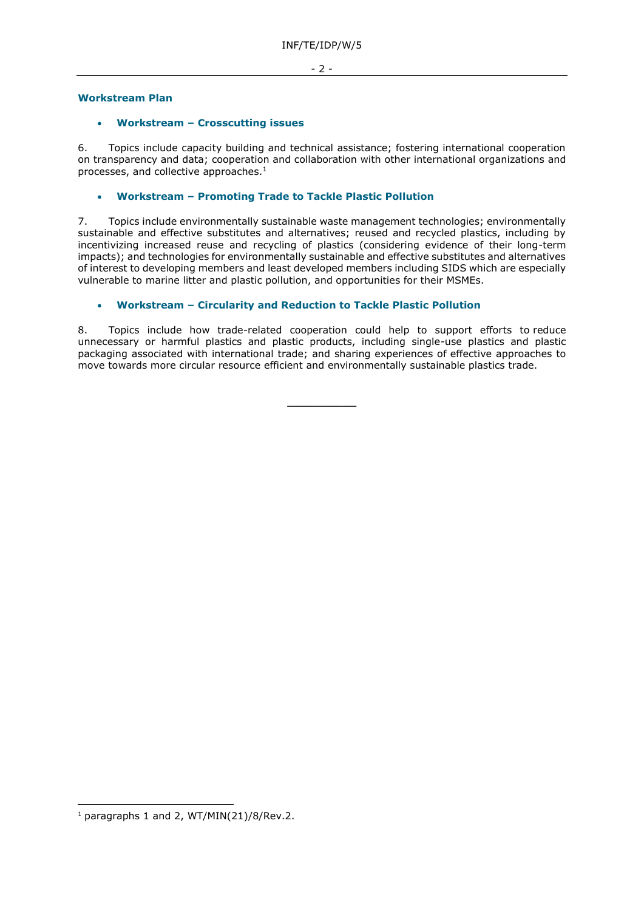## Workstream Plan

- **Workstream – Crosscutting issues**

6. Topics include capacity building and technical assistance; fostering international cooperation on transparency and data; cooperation and collaboration with other international organizations and processes, and collective approaches.[1]

- **Workstream – Promoting Trade to Tackle Plastic Pollution**

7. Topics include environmentally sustainable waste management technologies; environmentally sustainable and effective substitutes and alternatives; reused and recycled plastics, including by incentivizing increased reuse and recycling of plastics (considering evidence of their long-term impacts); and technologies for environmentally sustainable and effective substitutes and alternatives of interest to developing members and least developed members including SIDS which are especially vulnerable to marine litter and plastic pollution, and opportunities for their MSMEs.

- **Workstream – Circularity and Reduction to Tackle Plastic Pollution**

8. Topics include how trade-related cooperation could help to support efforts to reduce unnecessary or harmful plastics and plastic products, including single-use plastics and plastic packaging associated with international trade; and sharing experiences of effective approaches to move towards more circular resource efficient and environmentally sustainable plastics trade.

---

[1] paragraphs 1 and 2, WT/MIN(21)/8/Rev.2.